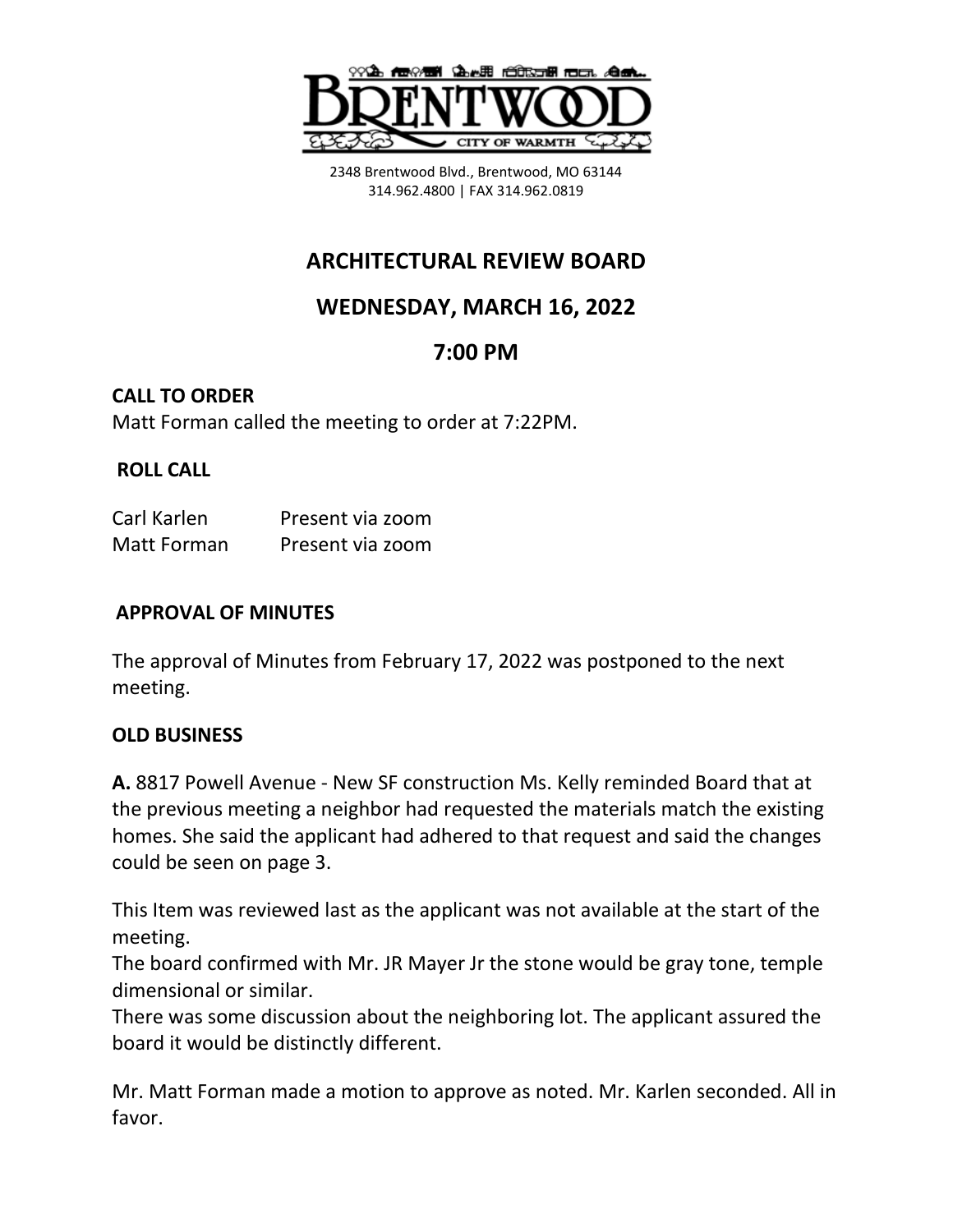2348 Brentwood Blvd., Brentwood, MO 63144
314.962.4800 | FAX 314.962.0819

# ARCHITECTURAL REVIEW BOARD

## WEDNESDAY, MARCH 16, 2022

## 7:00 PM

**CALL TO ORDER**

Matt Forman called the meeting to order at 7:22PM.

**ROLL CALL**

| | |
|---|---|
| Carl Karlen | Present via zoom |
| Matt Forman | Present via zoom |

**APPROVAL OF MINUTES**

The approval of Minutes from February 17, 2022 was postponed to the next meeting.

**OLD BUSINESS**

**A.** 8817 Powell Avenue - New SF construction Ms. Kelly reminded Board that at the previous meeting a neighbor had requested the materials match the existing homes. She said the applicant had adhered to that request and said the changes could be seen on page 3.

This Item was reviewed last as the applicant was not available at the start of the meeting.
The board confirmed with Mr. JR Mayer Jr the stone would be gray tone, temple dimensional or similar.
There was some discussion about the neighboring lot. The applicant assured the board it would be distinctly different.

Mr. Matt Forman made a motion to approve as noted. Mr. Karlen seconded. All in favor.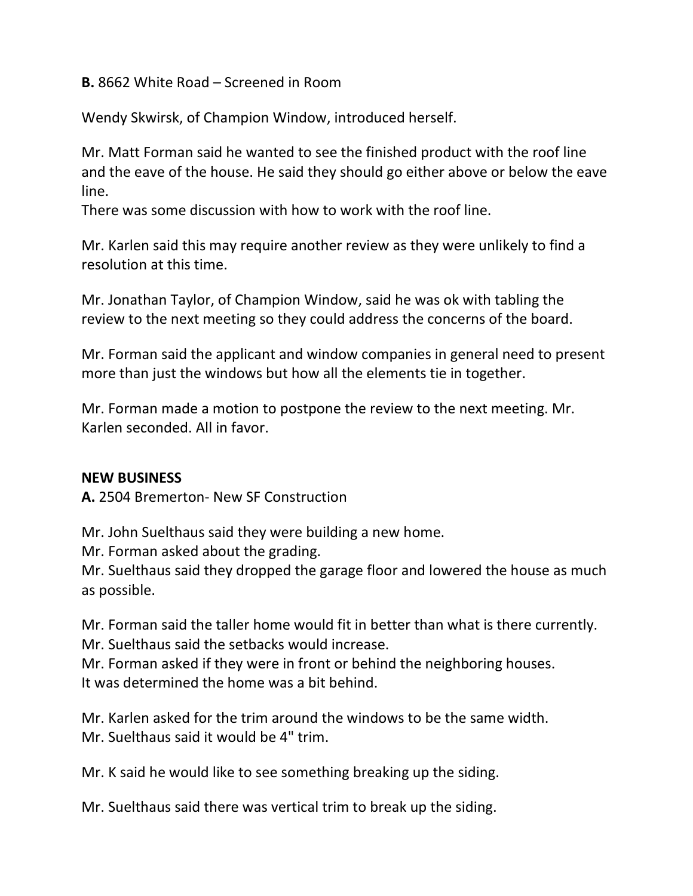**B.** 8662 White Road – Screened in Room

Wendy Skwirsk, of Champion Window, introduced herself.

Mr. Matt Forman said he wanted to see the finished product with the roof line and the eave of the house. He said they should go either above or below the eave line.
There was some discussion with how to work with the roof line.

Mr. Karlen said this may require another review as they were unlikely to find a resolution at this time.

Mr. Jonathan Taylor, of Champion Window, said he was ok with tabling the review to the next meeting so they could address the concerns of the board.

Mr. Forman said the applicant and window companies in general need to present more than just the windows but how all the elements tie in together.

Mr. Forman made a motion to postpone the review to the next meeting. Mr. Karlen seconded. All in favor.

**NEW BUSINESS**
**A.** 2504 Bremerton- New SF Construction

Mr. John Suelthaus said they were building a new home.
Mr. Forman asked about the grading.
Mr. Suelthaus said they dropped the garage floor and lowered the house as much as possible.

Mr. Forman said the taller home would fit in better than what is there currently.
Mr. Suelthaus said the setbacks would increase.
Mr. Forman asked if they were in front or behind the neighboring houses.
It was determined the home was a bit behind.

Mr. Karlen asked for the trim around the windows to be the same width.
Mr. Suelthaus said it would be 4" trim.

Mr. K said he would like to see something breaking up the siding.

Mr. Suelthaus said there was vertical trim to break up the siding.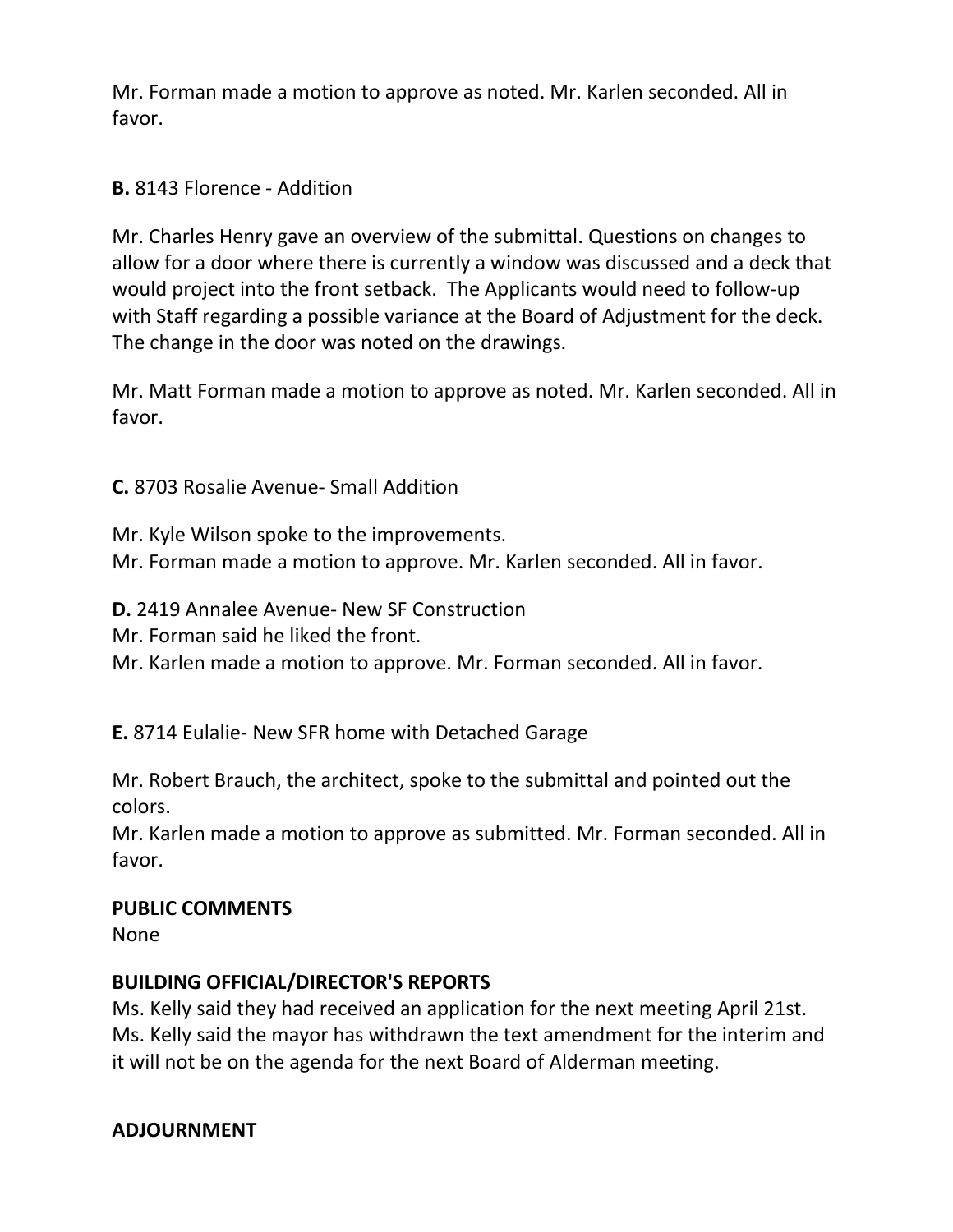Mr. Forman made a motion to approve as noted. Mr. Karlen seconded. All in favor.

**B.** 8143 Florence - Addition

Mr. Charles Henry gave an overview of the submittal. Questions on changes to allow for a door where there is currently a window was discussed and a deck that would project into the front setback. The Applicants would need to follow-up with Staff regarding a possible variance at the Board of Adjustment for the deck. The change in the door was noted on the drawings.

Mr. Matt Forman made a motion to approve as noted. Mr. Karlen seconded. All in favor.

**C.** 8703 Rosalie Avenue- Small Addition

Mr. Kyle Wilson spoke to the improvements.
Mr. Forman made a motion to approve. Mr. Karlen seconded. All in favor.

**D.** 2419 Annalee Avenue- New SF Construction
Mr. Forman said he liked the front.
Mr. Karlen made a motion to approve. Mr. Forman seconded. All in favor.

**E.** 8714 Eulalie- New SFR home with Detached Garage

Mr. Robert Brauch, the architect, spoke to the submittal and pointed out the colors.
Mr. Karlen made a motion to approve as submitted. Mr. Forman seconded. All in favor.

**PUBLIC COMMENTS**
None

**BUILDING OFFICIAL/DIRECTOR'S REPORTS**
Ms. Kelly said they had received an application for the next meeting April 21st. Ms. Kelly said the mayor has withdrawn the text amendment for the interim and it will not be on the agenda for the next Board of Alderman meeting.

**ADJOURNMENT**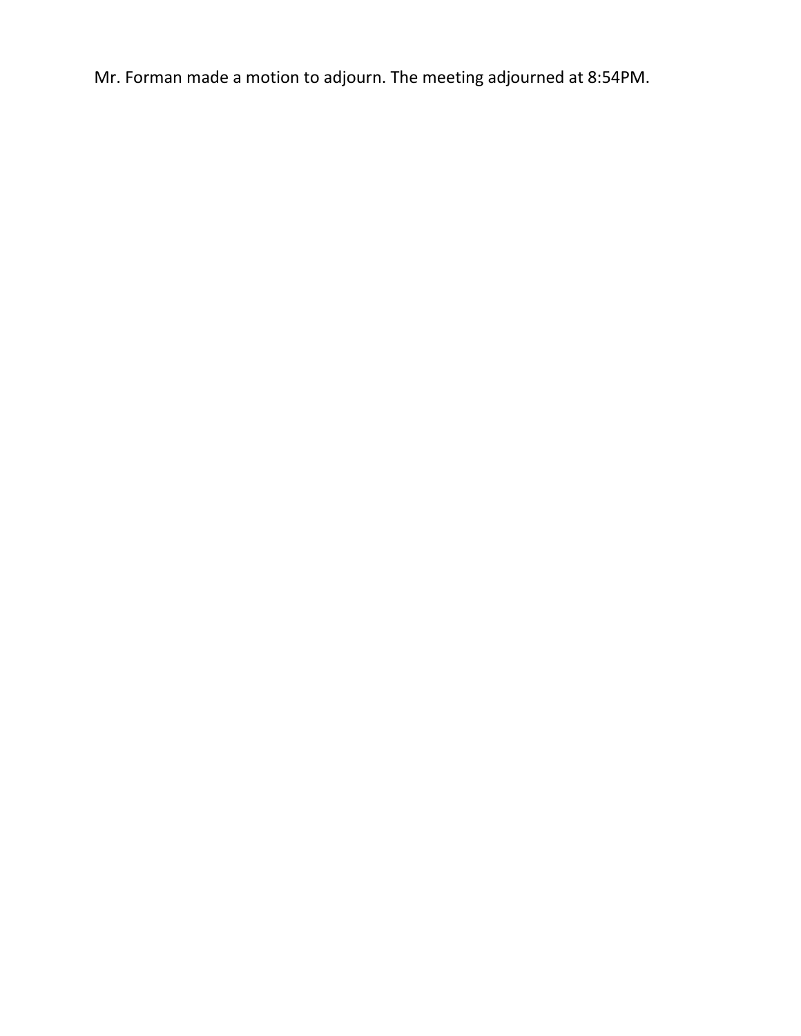Mr. Forman made a motion to adjourn. The meeting adjourned at 8:54PM.